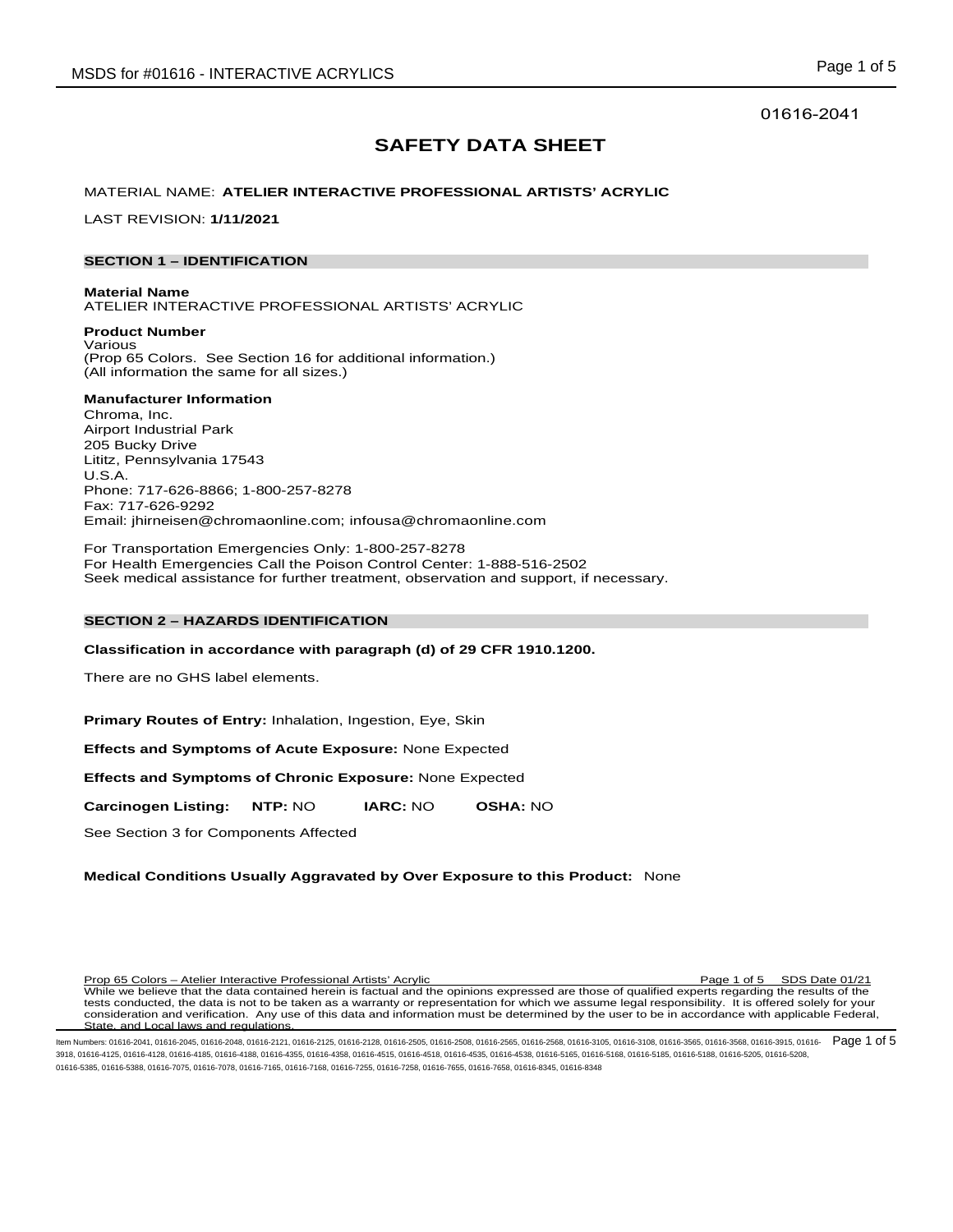01616-2041

# SAFETY DATA SHEET

MATERIAL NAME: **ATELIER INTERACTIVE PROFESSIONAL ARTISTS' ACRYLIC**

LAST REVISION: **1/11/2021**

## SECTION 1 – IDENTIFICATION

**Material Name**
ATELIER INTERACTIVE PROFESSIONAL ARTISTS' ACRYLIC

**Product Number**
Various
(Prop 65 Colors. See Section 16 for additional information.)
(All information the same for all sizes.)

**Manufacturer Information**
Chroma, Inc.
Airport Industrial Park
205 Bucky Drive
Lititz, Pennsylvania 17543
U.S.A.
Phone: 717-626-8866; 1-800-257-8278
Fax: 717-626-9292
Email: jhirneisen@chromaonline.com; infousa@chromaonline.com

For Transportation Emergencies Only: 1-800-257-8278
For Health Emergencies Call the Poison Control Center: 1-888-516-2502
Seek medical assistance for further treatment, observation and support, if necessary.

## SECTION 2 – HAZARDS IDENTIFICATION

**Classification in accordance with paragraph (d) of 29 CFR 1910.1200.**

There are no GHS label elements.

**Primary Routes of Entry:** Inhalation, Ingestion, Eye, Skin

**Effects and Symptoms of Acute Exposure:** None Expected

**Effects and Symptoms of Chronic Exposure:** None Expected

**Carcinogen Listing:** **NTP:** NO **IARC:** NO **OSHA:** NO

See Section 3 for Components Affected

**Medical Conditions Usually Aggravated by Over Exposure to this Product:** None

Prop 65 Colors – Atelier Interactive Professional Artists' Acrylic SDS Date 01/21
While we believe that the data contained herein is factual and the opinions expressed are those of qualified experts regarding the results of the tests conducted, the data is not to be taken as a warranty or representation for which we assume legal responsibility. It is offered solely for your consideration and verification. Any use of this data and information must be determined by the user to be in accordance with applicable Federal, State, and Local laws and regulations.

Item Numbers: 01616-2041, 01616-2045, 01616-2048, 01616-2121, 01616-2125, 01616-2128, 01616-2505, 01616-2508, 01616-2565, 01616-2568, 01616-3105, 01616-3108, 01616-3565, 01616-3568, 01616-3915, 01616-3918, 01616-4125, 01616-4128, 01616-4185, 01616-4188, 01616-4355, 01616-4358, 01616-4515, 01616-4518, 01616-4535, 01616-4538, 01616-5165, 01616-5168, 01616-5185, 01616-5188, 01616-5205, 01616-5208, 01616-5385, 01616-5388, 01616-7075, 01616-7078, 01616-7165, 01616-7168, 01616-7255, 01616-7258, 01616-7655, 01616-7658, 01616-8345, 01616-8348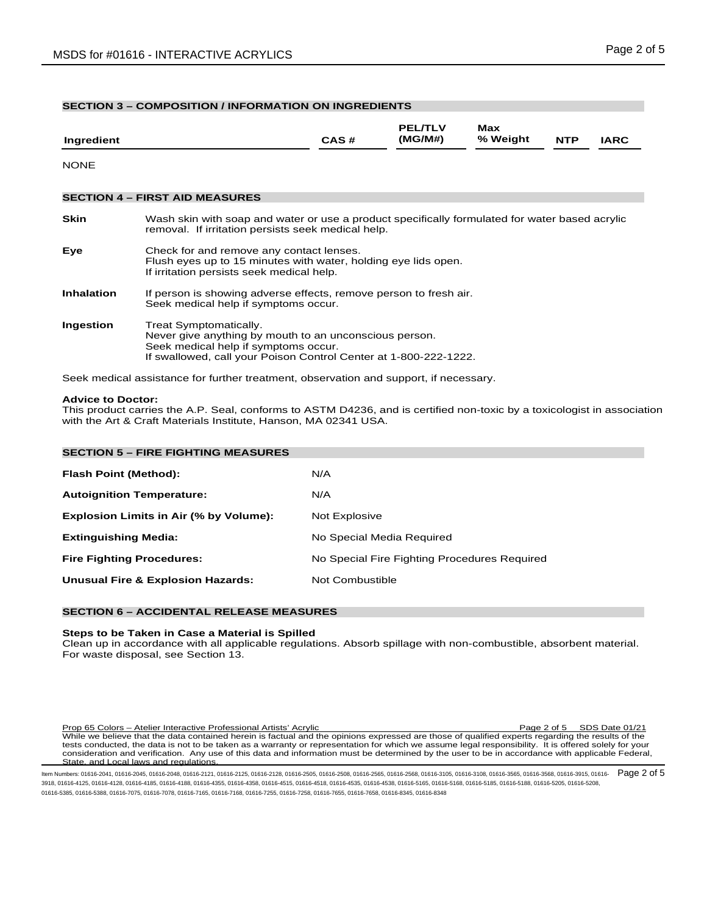## SECTION 3 – COMPOSITION / INFORMATION ON INGREDIENTS

| Ingredient | CAS # | PEL/TLV (MG/M#) | Max % Weight | NTP | IARC |
|---|---|---|---|---|---|
| NONE | | | | | |

## SECTION 4 – FIRST AID MEASURES

**Skin** Wash skin with soap and water or use a product specifically formulated for water based acrylic removal. If irritation persists seek medical help.

**Eye** Check for and remove any contact lenses.
Flush eyes up to 15 minutes with water, holding eye lids open.
If irritation persists seek medical help.

**Inhalation** If person is showing adverse effects, remove person to fresh air.
Seek medical help if symptoms occur.

**Ingestion** Treat Symptomatically.
Never give anything by mouth to an unconscious person.
Seek medical help if symptoms occur.
If swallowed, call your Poison Control Center at 1-800-222-1222.

Seek medical assistance for further treatment, observation and support, if necessary.

**Advice to Doctor:**
This product carries the A.P. Seal, conforms to ASTM D4236, and is certified non-toxic by a toxicologist in association with the Art & Craft Materials Institute, Hanson, MA 02341 USA.

## SECTION 5 – FIRE FIGHTING MEASURES

| | |
|---|---|
| **Flash Point (Method):** | N/A |
| **Autoignition Temperature:** | N/A |
| **Explosion Limits in Air (% by Volume):** | Not Explosive |
| **Extinguishing Media:** | No Special Media Required |
| **Fire Fighting Procedures:** | No Special Fire Fighting Procedures Required |
| **Unusual Fire & Explosion Hazards:** | Not Combustible |

## SECTION 6 – ACCIDENTAL RELEASE MEASURES

**Steps to be Taken in Case a Material is Spilled**
Clean up in accordance with all applicable regulations. Absorb spillage with non-combustible, absorbent material. For waste disposal, see Section 13.

Prop 65 Colors – Atelier Interactive Professional Artists' Acrylic SDS Date 01/21
While we believe that the data contained herein is factual and the opinions expressed are those of qualified experts regarding the results of the tests conducted, the data is not to be taken as a warranty or representation for which we assume legal responsibility. It is offered solely for your consideration and verification. Any use of this data and information must be determined by the user to be in accordance with applicable Federal, State, and Local laws and regulations.

Item Numbers: 01616-2041, 01616-2045, 01616-2048, 01616-2121, 01616-2125, 01616-2128, 01616-2505, 01616-2508, 01616-2565, 01616-2568, 01616-3105, 01616-3108, 01616-3565, 01616-3568, 01616-3915, 01616-3918, 01616-4125, 01616-4128, 01616-4185, 01616-4188, 01616-4355, 01616-4358, 01616-4515, 01616-4518, 01616-4535, 01616-4538, 01616-5165, 01616-5168, 01616-5185, 01616-5188, 01616-5205, 01616-5208, 01616-5385, 01616-5388, 01616-7075, 01616-7078, 01616-7165, 01616-7168, 01616-7255, 01616-7258, 01616-7655, 01616-7658, 01616-8345, 01616-8348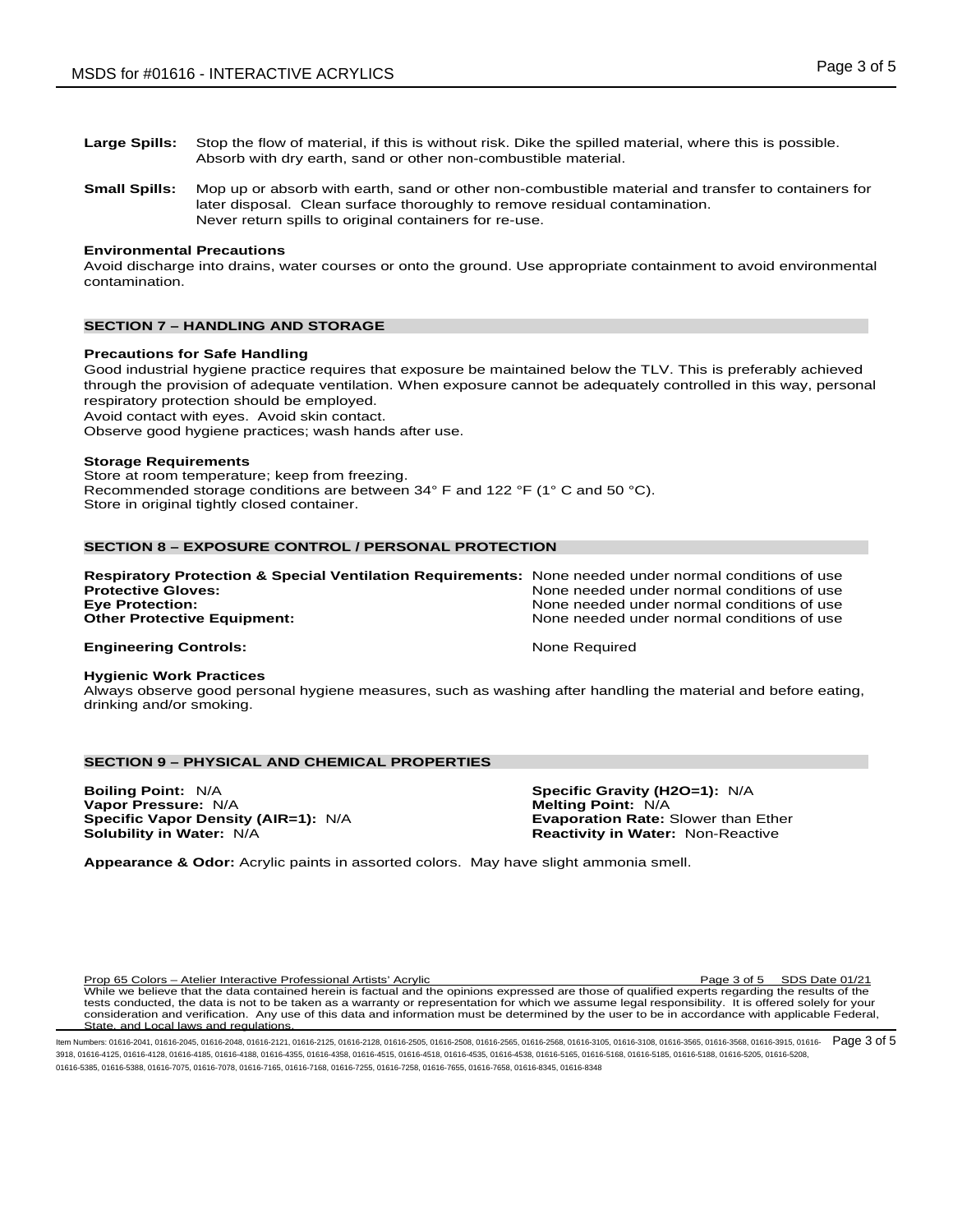**Large Spills:** Stop the flow of material, if this is without risk. Dike the spilled material, where this is possible. Absorb with dry earth, sand or other non-combustible material.

**Small Spills:** Mop up or absorb with earth, sand or other non-combustible material and transfer to containers for later disposal. Clean surface thoroughly to remove residual contamination. Never return spills to original containers for re-use.

**Environmental Precautions**

Avoid discharge into drains, water courses or onto the ground. Use appropriate containment to avoid environmental contamination.

## SECTION 7 – HANDLING AND STORAGE

**Precautions for Safe Handling**

Good industrial hygiene practice requires that exposure be maintained below the TLV. This is preferably achieved through the provision of adequate ventilation. When exposure cannot be adequately controlled in this way, personal respiratory protection should be employed.
Avoid contact with eyes. Avoid skin contact.
Observe good hygiene practices; wash hands after use.

**Storage Requirements**

Store at room temperature; keep from freezing.
Recommended storage conditions are between 34° F and 122 °F (1° C and 50 °C).
Store in original tightly closed container.

## SECTION 8 – EXPOSURE CONTROL / PERSONAL PROTECTION

**Respiratory Protection & Special Ventilation Requirements:** None needed under normal conditions of use
**Protective Gloves:** None needed under normal conditions of use
**Eye Protection:** None needed under normal conditions of use
**Other Protective Equipment:** None needed under normal conditions of use

**Engineering Controls:** None Required

**Hygienic Work Practices**

Always observe good personal hygiene measures, such as washing after handling the material and before eating, drinking and/or smoking.

## SECTION 9 – PHYSICAL AND CHEMICAL PROPERTIES

**Boiling Point:** N/A
**Vapor Pressure:** N/A
**Specific Vapor Density (AIR=1):** N/A
**Solubility in Water:** N/A
**Specific Gravity (H2O=1):** N/A
**Melting Point:** N/A
**Evaporation Rate:** Slower than Ether
**Reactivity in Water:** Non-Reactive

**Appearance & Odor:** Acrylic paints in assorted colors. May have slight ammonia smell.

Prop 65 Colors – Atelier Interactive Professional Artists' Acrylic — SDS Date 01/21

While we believe that the data contained herein is factual and the opinions expressed are those of qualified experts regarding the results of the tests conducted, the data is not to be taken as a warranty or representation for which we assume legal responsibility. It is offered solely for your consideration and verification. Any use of this data and information must be determined by the user to be in accordance with applicable Federal, State, and Local laws and regulations.

Item Numbers: 01616-2041, 01616-2045, 01616-2048, 01616-2121, 01616-2125, 01616-2128, 01616-2505, 01616-2508, 01616-2565, 01616-2568, 01616-3105, 01616-3108, 01616-3565, 01616-3568, 01616-3915, 01616-3918, 01616-4125, 01616-4128, 01616-4185, 01616-4188, 01616-4355, 01616-4358, 01616-4515, 01616-4518, 01616-4535, 01616-4538, 01616-5165, 01616-5168, 01616-5185, 01616-5188, 01616-5205, 01616-5208, 01616-5385, 01616-5388, 01616-7075, 01616-7078, 01616-7165, 01616-7168, 01616-7255, 01616-7258, 01616-7655, 01616-7658, 01616-8345, 01616-8348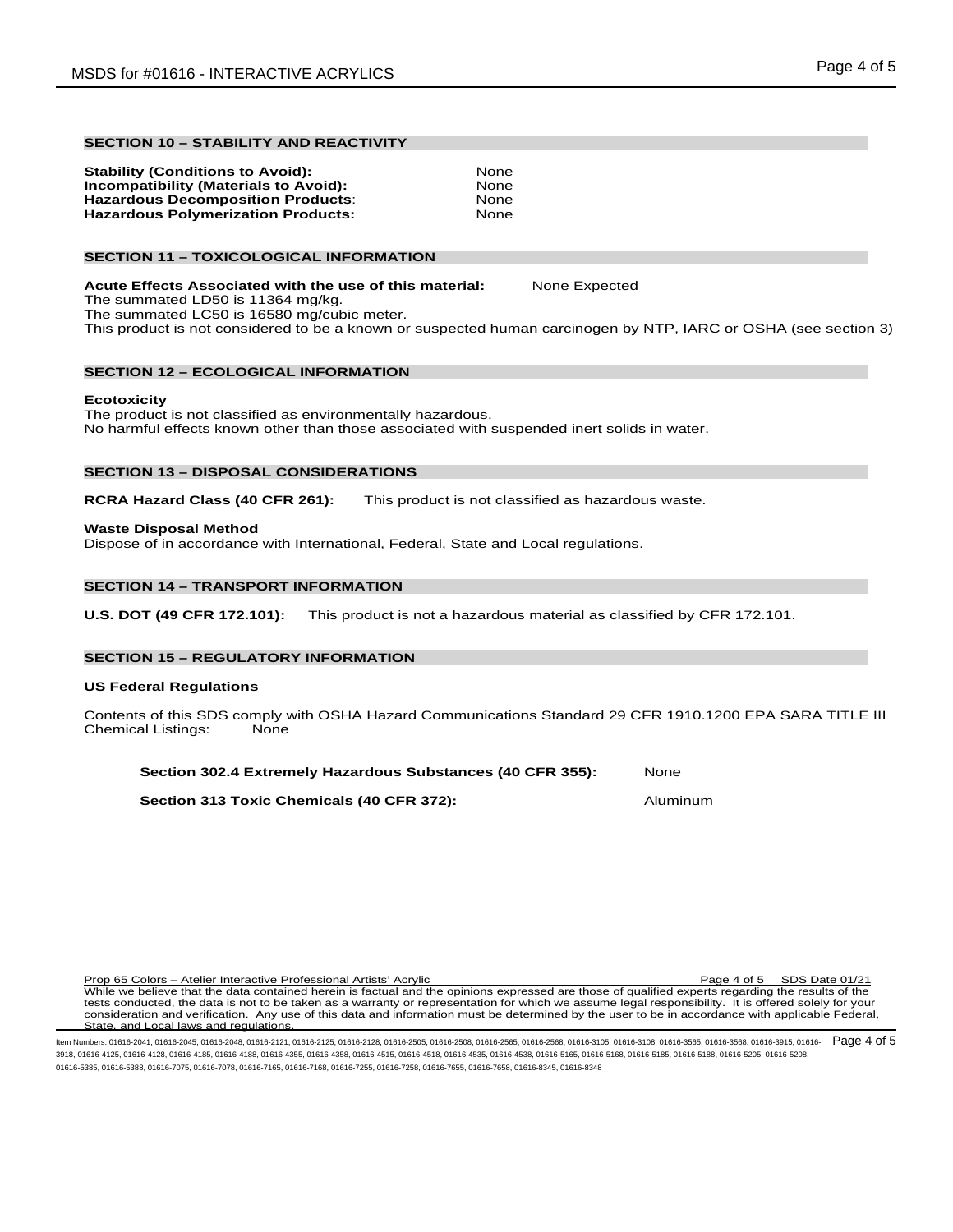## SECTION 10 – STABILITY AND REACTIVITY

**Stability (Conditions to Avoid):** None
**Incompatibility (Materials to Avoid):** None
**Hazardous Decomposition Products**: None
**Hazardous Polymerization Products:** None

## SECTION 11 – TOXICOLOGICAL INFORMATION

**Acute Effects Associated with the use of this material:** None Expected
The summated LD50 is 11364 mg/kg.
The summated LC50 is 16580 mg/cubic meter.
This product is not considered to be a known or suspected human carcinogen by NTP, IARC or OSHA (see section 3)

## SECTION 12 – ECOLOGICAL INFORMATION

**Ecotoxicity**
The product is not classified as environmentally hazardous.
No harmful effects known other than those associated with suspended inert solids in water.

## SECTION 13 – DISPOSAL CONSIDERATIONS

**RCRA Hazard Class (40 CFR 261):** This product is not classified as hazardous waste.

**Waste Disposal Method**
Dispose of in accordance with International, Federal, State and Local regulations.

## SECTION 14 – TRANSPORT INFORMATION

**U.S. DOT (49 CFR 172.101):** This product is not a hazardous material as classified by CFR 172.101.

## SECTION 15 – REGULATORY INFORMATION

**US Federal Regulations**

Contents of this SDS comply with OSHA Hazard Communications Standard 29 CFR 1910.1200 EPA SARA TITLE III Chemical Listings: None

**Section 302.4 Extremely Hazardous Substances (40 CFR 355):** None

**Section 313 Toxic Chemicals (40 CFR 372):** Aluminum

Prop 65 Colors – Atelier Interactive Professional Artists' Acrylic SDS Date 01/21
While we believe that the data contained herein is factual and the opinions expressed are those of qualified experts regarding the results of the tests conducted, the data is not to be taken as a warranty or representation for which we assume legal responsibility. It is offered solely for your consideration and verification. Any use of this data and information must be determined by the user to be in accordance with applicable Federal, State, and Local laws and regulations.

Item Numbers: 01616-2041, 01616-2045, 01616-2048, 01616-2121, 01616-2125, 01616-2128, 01616-2505, 01616-2508, 01616-2565, 01616-2568, 01616-3105, 01616-3108, 01616-3565, 01616-3568, 01616-3915, 01616-3918, 01616-4125, 01616-4128, 01616-4185, 01616-4188, 01616-4355, 01616-4358, 01616-4515, 01616-4518, 01616-4535, 01616-4538, 01616-5165, 01616-5168, 01616-5185, 01616-5188, 01616-5205, 01616-5208, 01616-5385, 01616-5388, 01616-7075, 01616-7078, 01616-7165, 01616-7168, 01616-7255, 01616-7258, 01616-7655, 01616-7658, 01616-8345, 01616-8348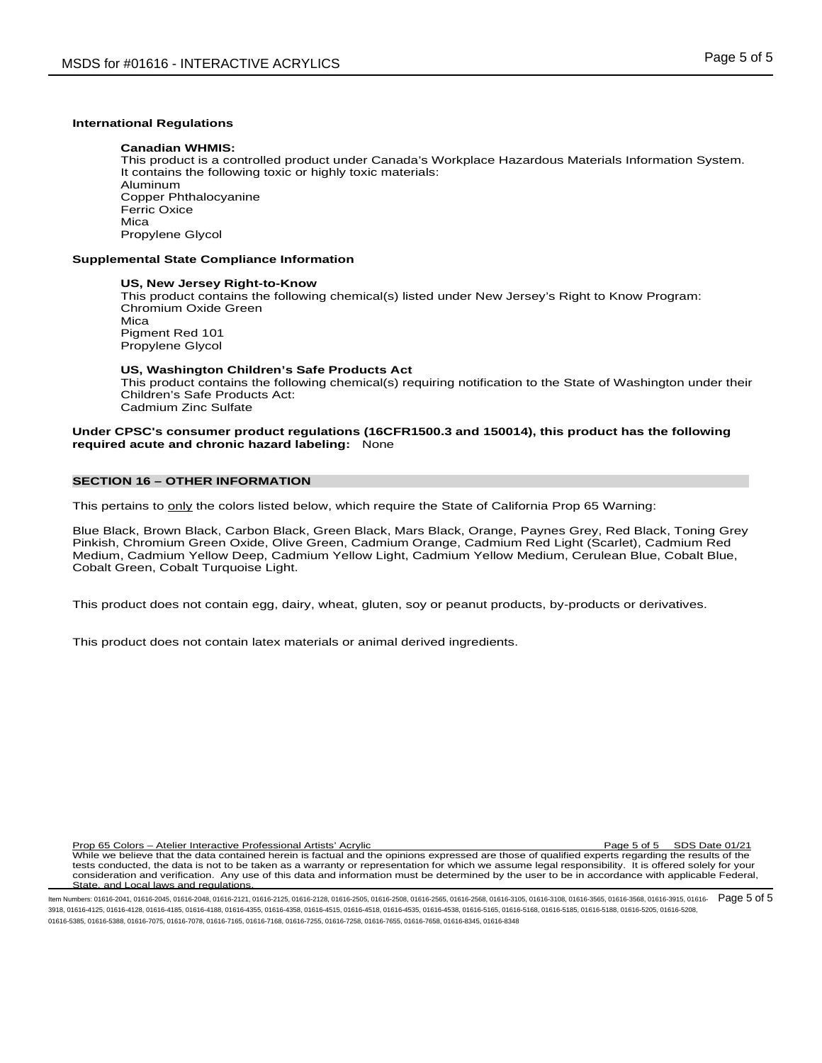### International Regulations

**Canadian WHMIS:**
This product is a controlled product under Canada's Workplace Hazardous Materials Information System. It contains the following toxic or highly toxic materials:
Aluminum
Copper Phthalocyanine
Ferric Oxice
Mica
Propylene Glycol

### Supplemental State Compliance Information

**US, New Jersey Right-to-Know**
This product contains the following chemical(s) listed under New Jersey's Right to Know Program:
Chromium Oxide Green
Mica
Pigment Red 101
Propylene Glycol

**US, Washington Children's Safe Products Act**
This product contains the following chemical(s) requiring notification to the State of Washington under their Children's Safe Products Act:
Cadmium Zinc Sulfate

**Under CPSC's consumer product regulations (16CFR1500.3 and 150014), this product has the following required acute and chronic hazard labeling:** None

## SECTION 16 – OTHER INFORMATION

This pertains to only the colors listed below, which require the State of California Prop 65 Warning:

Blue Black, Brown Black, Carbon Black, Green Black, Mars Black, Orange, Paynes Grey, Red Black, Toning Grey Pinkish, Chromium Green Oxide, Olive Green, Cadmium Orange, Cadmium Red Light (Scarlet), Cadmium Red Medium, Cadmium Yellow Deep, Cadmium Yellow Light, Cadmium Yellow Medium, Cerulean Blue, Cobalt Blue, Cobalt Green, Cobalt Turquoise Light.

This product does not contain egg, dairy, wheat, gluten, soy or peanut products, by-products or derivatives.

This product does not contain latex materials or animal derived ingredients.

Prop 65 Colors – Atelier Interactive Professional Artists' Acrylic SDS Date 01/21
While we believe that the data contained herein is factual and the opinions expressed are those of qualified experts regarding the results of the tests conducted, the data is not to be taken as a warranty or representation for which we assume legal responsibility. It is offered solely for your consideration and verification. Any use of this data and information must be determined by the user to be in accordance with applicable Federal, State, and Local laws and regulations.

Item Numbers: 01616-2041, 01616-2045, 01616-2048, 01616-2121, 01616-2125, 01616-2128, 01616-2505, 01616-2508, 01616-2565, 01616-2568, 01616-3105, 01616-3108, 01616-3565, 01616-3568, 01616-3915, 01616-3918, 01616-4125, 01616-4128, 01616-4185, 01616-4188, 01616-4355, 01616-4358, 01616-4515, 01616-4518, 01616-4535, 01616-4538, 01616-5165, 01616-5168, 01616-5185, 01616-5188, 01616-5205, 01616-5208, 01616-5385, 01616-5388, 01616-7075, 01616-7078, 01616-7165, 01616-7168, 01616-7255, 01616-7258, 01616-7655, 01616-7658, 01616-8345, 01616-8348